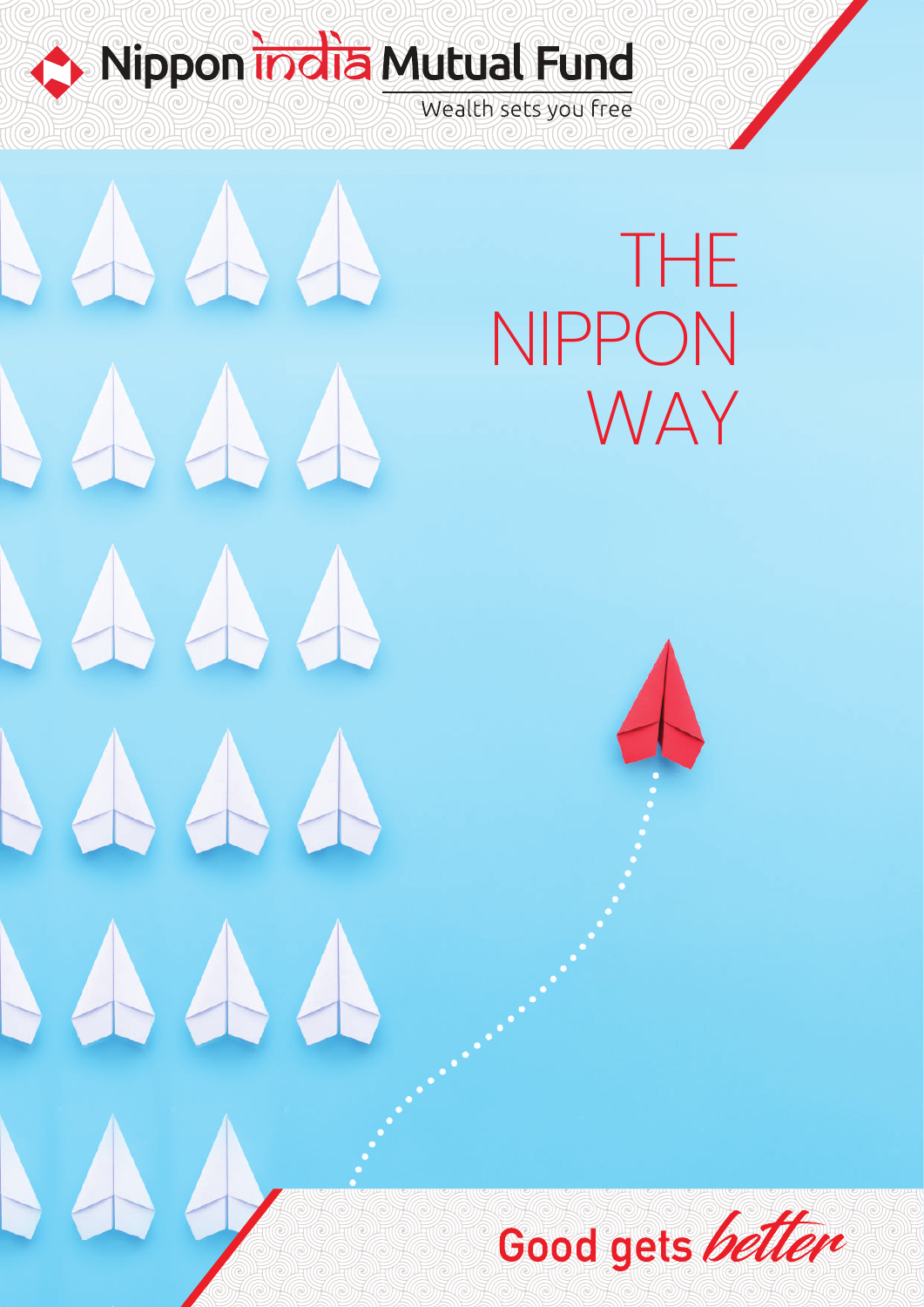Nippon india Mutual Fund

Wealth sets you free

# THE NIPPON WAY

Good gets better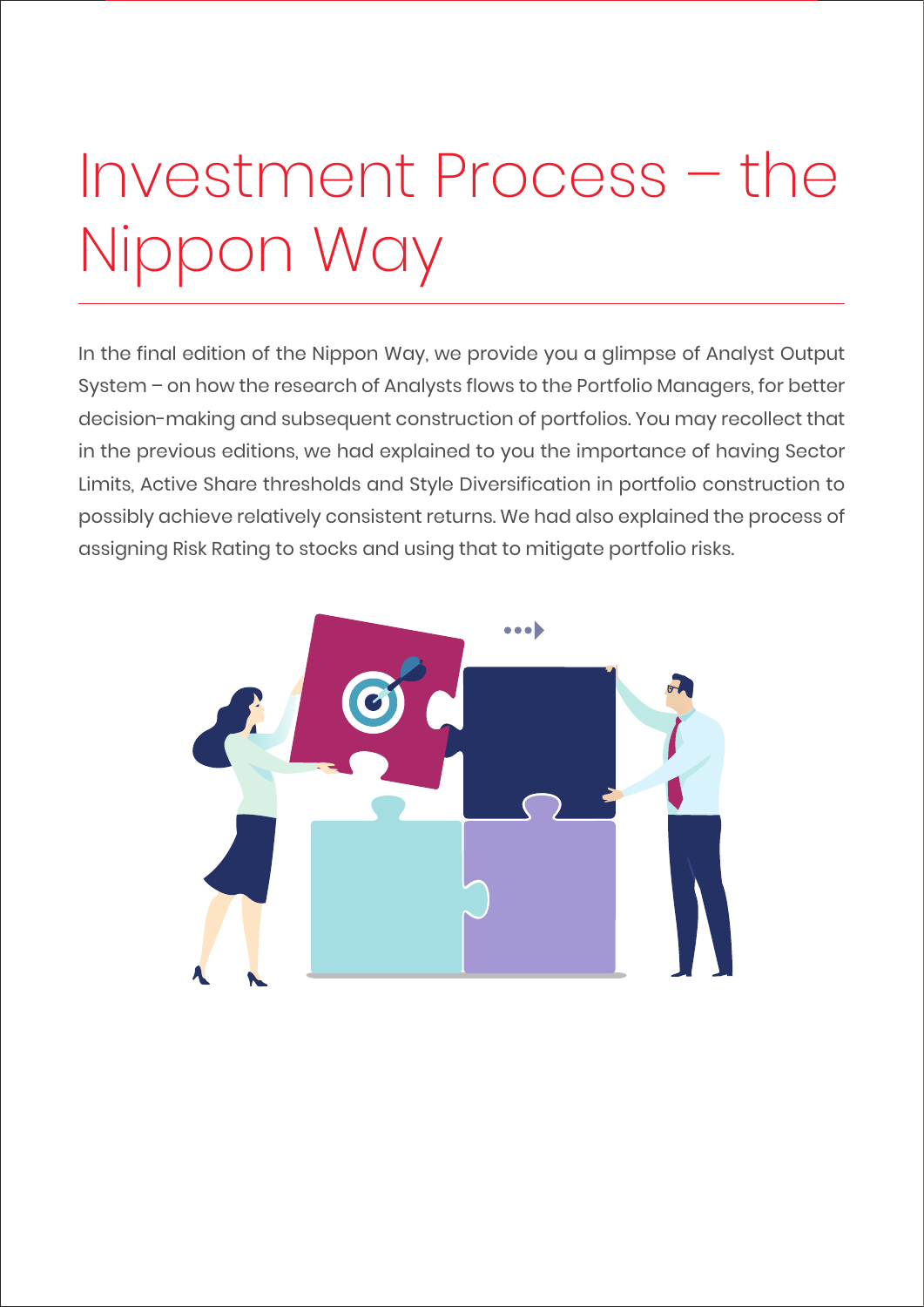# Investment Process – the Nippon Way

In the final edition of the Nippon Way, we provide you a glimpse of Analyst Output System – on how the research of Analysts flows to the Portfolio Managers, for better decision-making and subsequent construction of portfolios. You may recollect that in the previous editions, we had explained to you the importance of having Sector Limits, Active Share thresholds and Style Diversification in portfolio construction to possibly achieve relatively consistent returns. We had also explained the process of assigning Risk Rating to stocks and using that to mitigate portfolio risks.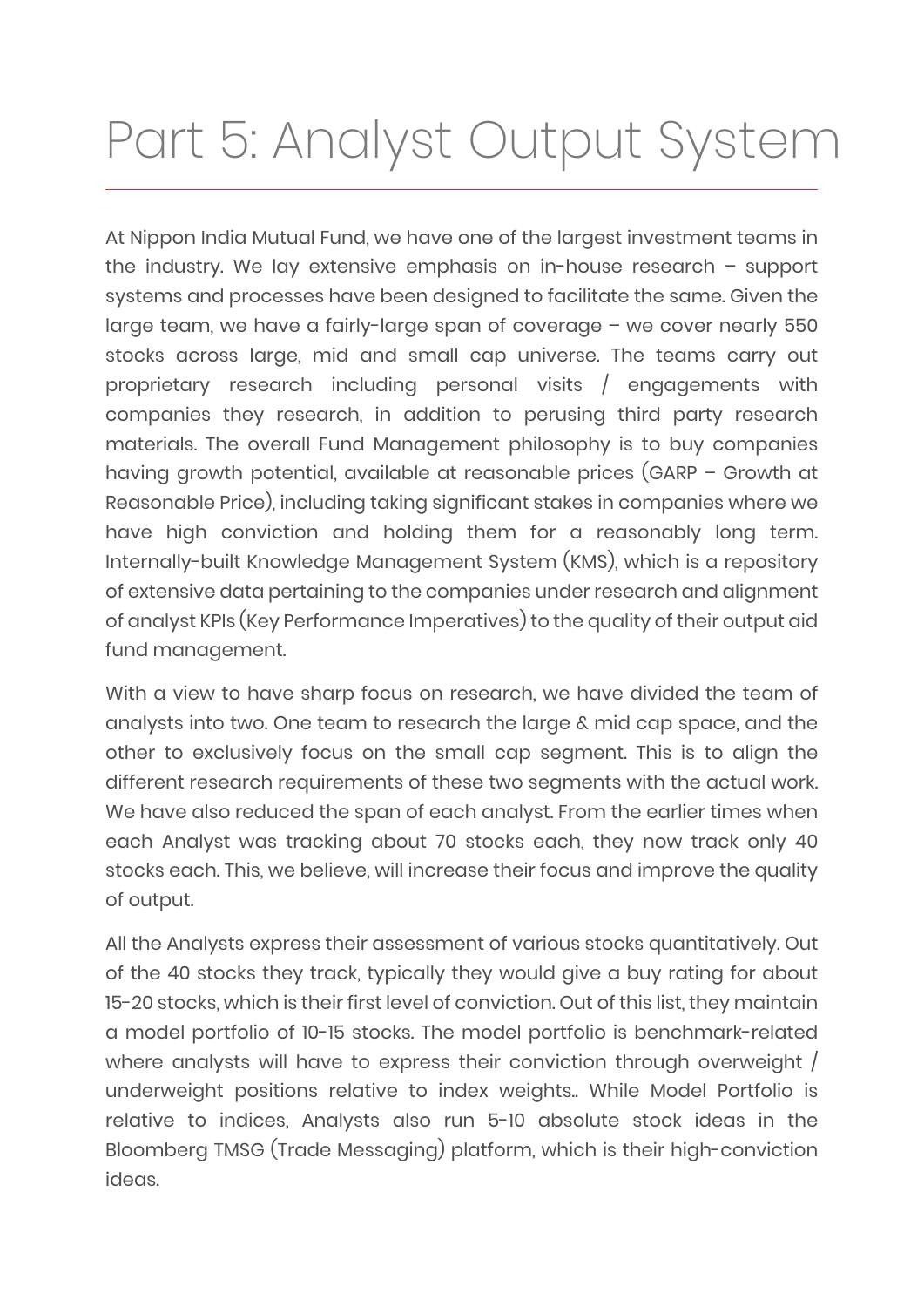# Part 5: Analyst Output System

At Nippon India Mutual Fund, we have one of the largest investment teams in the industry. We lay extensive emphasis on in-house research – support systems and processes have been designed to facilitate the same. Given the large team, we have a fairly-large span of coverage – we cover nearly 550 stocks across large, mid and small cap universe. The teams carry out proprietary research including personal visits / engagements with companies they research, in addition to perusing third party research materials. The overall Fund Management philosophy is to buy companies having growth potential, available at reasonable prices (GARP – Growth at Reasonable Price), including taking significant stakes in companies where we have high conviction and holding them for a reasonably long term. Internally-built Knowledge Management System (KMS), which is a repository of extensive data pertaining to the companies under research and alignment of analyst KPIs (Key Performance Imperatives) to the quality of their output aid fund management.

With a view to have sharp focus on research, we have divided the team of analysts into two. One team to research the large & mid cap space, and the other to exclusively focus on the small cap segment. This is to align the different research requirements of these two segments with the actual work. We have also reduced the span of each analyst. From the earlier times when each Analyst was tracking about 70 stocks each, they now track only 40 stocks each. This, we believe, will increase their focus and improve the quality of output.

All the Analysts express their assessment of various stocks quantitatively. Out of the 40 stocks they track, typically they would give a buy rating for about 15-20 stocks, which is their first level of conviction. Out of this list, they maintain a model portfolio of 10-15 stocks. The model portfolio is benchmark-related where analysts will have to express their conviction through overweight / underweight positions relative to index weights.. While Model Portfolio is relative to indices, Analysts also run 5-10 absolute stock ideas in the Bloomberg TMSG (Trade Messaging) platform, which is their high-conviction ideas.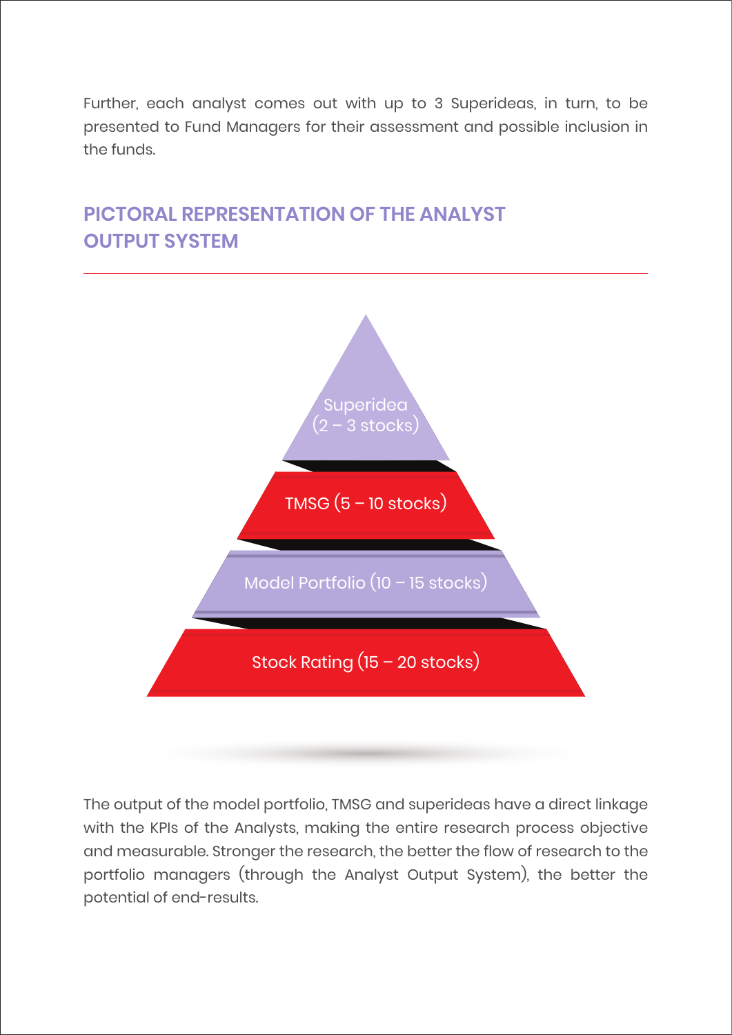Further, each analyst comes out with up to 3 Superideas, in turn, to be presented to Fund Managers for their assessment and possible inclusion in the funds.

## PICTORAL REPRESENTATION OF THE ANALYST OUTPUT SYSTEM

Superidea (2 – 3 stocks)

TMSG (5 – 10 stocks)

Model Portfolio (10 – 15 stocks)

Stock Rating (15 – 20 stocks)

The output of the model portfolio, TMSG and superideas have a direct linkage with the KPIs of the Analysts, making the entire research process objective and measurable. Stronger the research, the better the flow of research to the portfolio managers (through the Analyst Output System), the better the potential of end-results.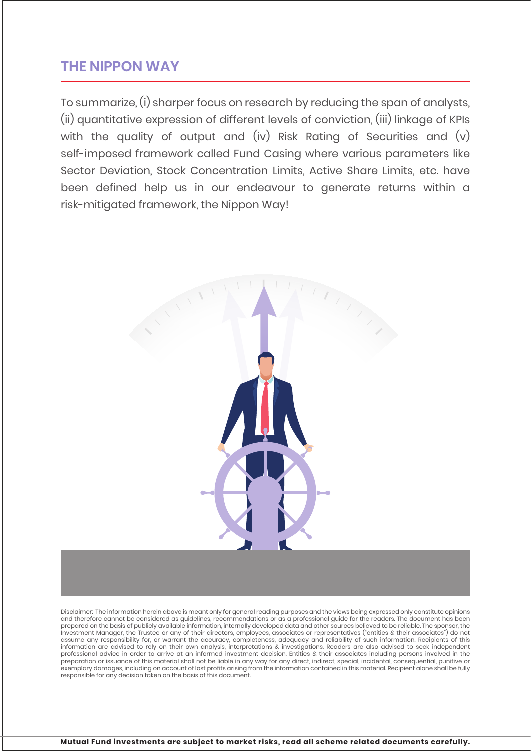## THE NIPPON WAY

To summarize, (i) sharper focus on research by reducing the span of analysts, (ii) quantitative expression of different levels of conviction, (iii) linkage of KPIs with the quality of output and (iv) Risk Rating of Securities and (v) self-imposed framework called Fund Casing where various parameters like Sector Deviation, Stock Concentration Limits, Active Share Limits, etc. have been defined help us in our endeavour to generate returns within a risk-mitigated framework, the Nippon Way!

Disclaimer: The information herein above is meant only for general reading purposes and the views being expressed only constitute opinions and therefore cannot be considered as guidelines, recommendations or as a professional guide for the readers. The document has been prepared on the basis of publicly available information, internally developed data and other sources believed to be reliable. The sponsor, the Investment Manager, the Trustee or any of their directors, employees, associates or representatives ("entities & their associates") do not assume any responsibility for, or warrant the accuracy, completeness, adequacy and reliability of such information. Recipients of this information are advised to rely on their own analysis, interpretations & investigations. Readers are also advised to seek independent professional advice in order to arrive at an informed investment decision. Entities & their associates including persons involved in the preparation or issuance of this material shall not be liable in any way for any direct, indirect, special, incidental, consequential, punitive or exemplary damages, including on account of lost profits arising from the information contained in this material. Recipient alone shall be fully responsible for any decision taken on the basis of this document.

**Mutual Fund investments are subject to market risks, read all scheme related documents carefully.**